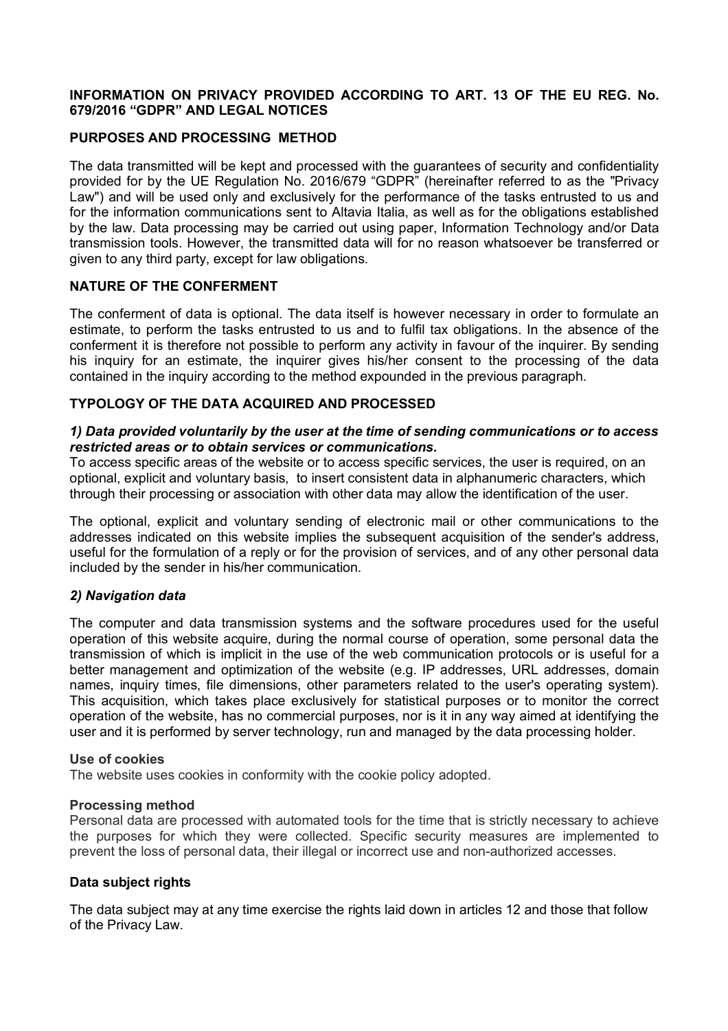## INFORMATION ON PRIVACY PROVIDED ACCORDING TO ART. 13 OF THE EU REG. No. 679/2016 "GDPR" AND LEGAL NOTICES

### PURPOSES AND PROCESSING METHOD

The data transmitted will be kept and processed with the guarantees of security and confidentiality provided for by the UE Regulation No. 2016/679 "GDPR" (hereinafter referred to as the "Privacy Law") and will be used only and exclusively for the performance of the tasks entrusted to us and for the information communications sent to Altavia Italia, as well as for the obligations established by the law. Data processing may be carried out using paper, Information Technology and/or Data transmission tools. However, the transmitted data will for no reason whatsoever be transferred or given to any third party, except for law obligations.

### NATURE OF THE CONFERMENT

The conferment of data is optional. The data itself is however necessary in order to formulate an estimate, to perform the tasks entrusted to us and to fulfil tax obligations. In the absence of the conferment it is therefore not possible to perform any activity in favour of the inquirer. By sending his inquiry for an estimate, the inquirer gives his/her consent to the processing of the data contained in the inquiry according to the method expounded in the previous paragraph.

### TYPOLOGY OF THE DATA ACQUIRED AND PROCESSED

#### *1) Data provided voluntarily by the user at the time of sending communications or to access restricted areas or to obtain services or communications.*

To access specific areas of the website or to access specific services, the user is required, on an optional, explicit and voluntary basis, to insert consistent data in alphanumeric characters, which through their processing or association with other data may allow the identification of the user.

The optional, explicit and voluntary sending of electronic mail or other communications to the addresses indicated on this website implies the subsequent acquisition of the sender's address, useful for the formulation of a reply or for the provision of services, and of any other personal data included by the sender in his/her communication.

#### *2) Navigation data*

The computer and data transmission systems and the software procedures used for the useful operation of this website acquire, during the normal course of operation, some personal data the transmission of which is implicit in the use of the web communication protocols or is useful for a better management and optimization of the website (e.g. IP addresses, URL addresses, domain names, inquiry times, file dimensions, other parameters related to the user's operating system). This acquisition, which takes place exclusively for statistical purposes or to monitor the correct operation of the website, has no commercial purposes, nor is it in any way aimed at identifying the user and it is performed by server technology, run and managed by the data processing holder.

#### Use of cookies

The website uses cookies in conformity with the cookie policy adopted.

#### Processing method

Personal data are processed with automated tools for the time that is strictly necessary to achieve the purposes for which they were collected. Specific security measures are implemented to prevent the loss of personal data, their illegal or incorrect use and non-authorized accesses.

#### Data subject rights

The data subject may at any time exercise the rights laid down in articles 12 and those that follow of the Privacy Law.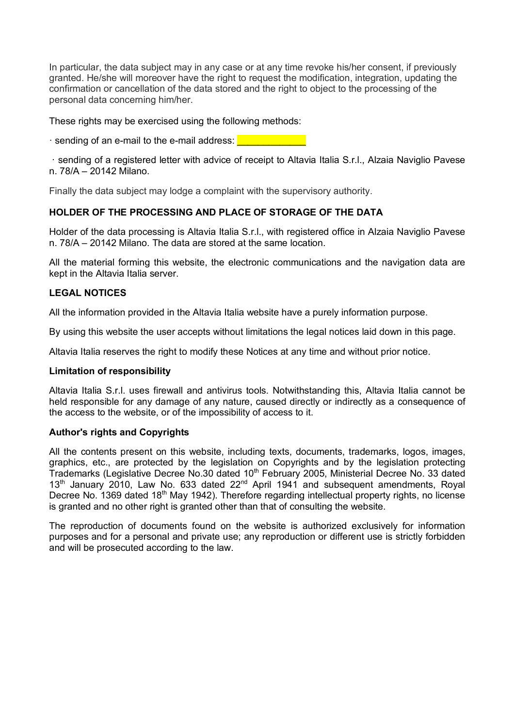In particular, the data subject may in any case or at any time revoke his/her consent, if previously granted. He/she will moreover have the right to request the modification, integration, updating the confirmation or cancellation of the data stored and the right to object to the processing of the personal data concerning him/her.

These rights may be exercised using the following methods:

· sending of an e-mail to the e-mail address: _____________

· sending of a registered letter with advice of receipt to Altavia Italia S.r.l., Alzaia Naviglio Pavese n. 78/A – 20142 Milano.

Finally the data subject may lodge a complaint with the supervisory authority.

**HOLDER OF THE PROCESSING AND PLACE OF STORAGE OF THE DATA**

Holder of the data processing is Altavia Italia S.r.l., with registered office in Alzaia Naviglio Pavese n. 78/A – 20142 Milano. The data are stored at the same location.

All the material forming this website, the electronic communications and the navigation data are kept in the Altavia Italia server.

**LEGAL NOTICES**

All the information provided in the Altavia Italia website have a purely information purpose.

By using this website the user accepts without limitations the legal notices laid down in this page.

Altavia Italia reserves the right to modify these Notices at any time and without prior notice.

**Limitation of responsibility**

Altavia Italia S.r.l. uses firewall and antivirus tools. Notwithstanding this, Altavia Italia cannot be held responsible for any damage of any nature, caused directly or indirectly as a consequence of the access to the website, or of the impossibility of access to it.

**Author's rights and Copyrights**

All the contents present on this website, including texts, documents, trademarks, logos, images, graphics, etc., are protected by the legislation on Copyrights and by the legislation protecting Trademarks (Legislative Decree No.30 dated 10th February 2005, Ministerial Decree No. 33 dated 13th January 2010, Law No. 633 dated 22nd April 1941 and subsequent amendments, Royal Decree No. 1369 dated 18th May 1942). Therefore regarding intellectual property rights, no license is granted and no other right is granted other than that of consulting the website.

The reproduction of documents found on the website is authorized exclusively for information purposes and for a personal and private use; any reproduction or different use is strictly forbidden and will be prosecuted according to the law.